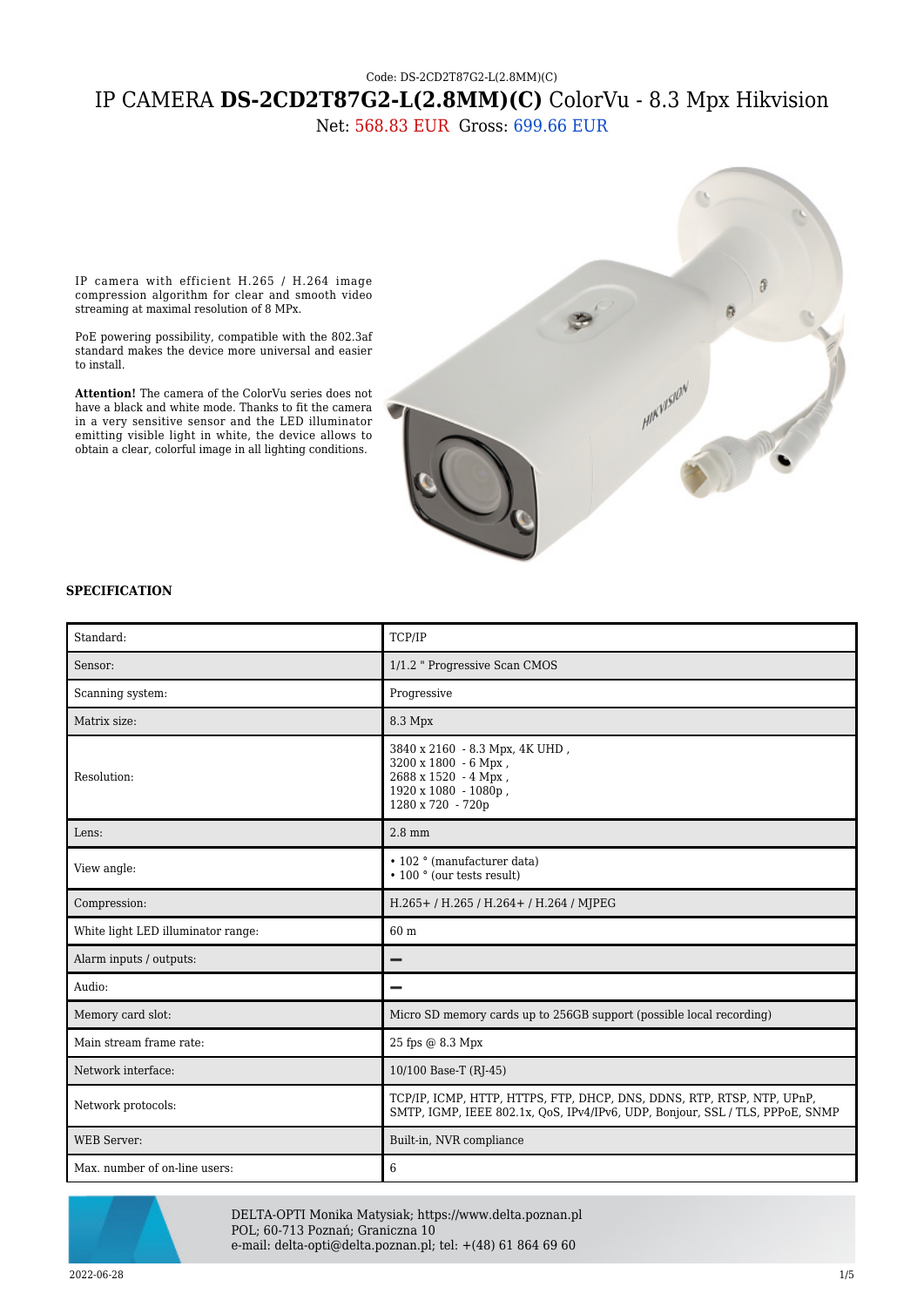Code: DS-2CD2T87G2-L(2.8MM)(C)

# IP CAMERA **DS-2CD2T87G2-L(2.8MM)(C)** ColorVu - 8.3 Mpx Hikvision

Net: 568.83 EUR Gross: 699.66 EUR

IP camera with efficient H.265 / H.264 image compression algorithm for clear and smooth video streaming at maximal resolution of 8 MPx.

PoE powering possibility, compatible with the 802.3af standard makes the device more universal and easier to install.

**Attention!** The camera of the ColorVu series does not have a black and white mode. Thanks to fit the camera in a very sensitive sensor and the LED illuminator emitting visible light in white, the device allows to obtain a clear, colorful image in all lighting conditions.

### SPECIFICATION

| | |
|---|---|
| Standard: | TCP/IP |
| Sensor: | 1/1.2 " Progressive Scan CMOS |
| Scanning system: | Progressive |
| Matrix size: | 8.3 Mpx |
| Resolution: | 3840 x 2160 - 8.3 Mpx, 4K UHD , 3200 x 1800 - 6 Mpx , 2688 x 1520 - 4 Mpx , 1920 x 1080 - 1080p , 1280 x 720 - 720p |
| Lens: | 2.8 mm |
| View angle: | • 102 ° (manufacturer data) • 100 ° (our tests result) |
| Compression: | H.265+ / H.265 / H.264+ / H.264 / MJPEG |
| White light LED illuminator range: | 60 m |
| Alarm inputs / outputs: | - |
| Audio: | - |
| Memory card slot: | Micro SD memory cards up to 256GB support (possible local recording) |
| Main stream frame rate: | 25 fps @ 8.3 Mpx |
| Network interface: | 10/100 Base-T (RJ-45) |
| Network protocols: | TCP/IP, ICMP, HTTP, HTTPS, FTP, DHCP, DNS, DDNS, RTP, RTSP, NTP, UPnP, SMTP, IGMP, IEEE 802.1x, QoS, IPv4/IPv6, UDP, Bonjour, SSL / TLS, PPPoE, SNMP |
| WEB Server: | Built-in, NVR compliance |
| Max. number of on-line users: | 6 |

DELTA-OPTI Monika Matysiak; https://www.delta.poznan.pl
POL; 60-713 Poznań; Graniczna 10
e-mail: delta-opti@delta.poznan.pl; tel: +(48) 61 864 69 60

2022-06-28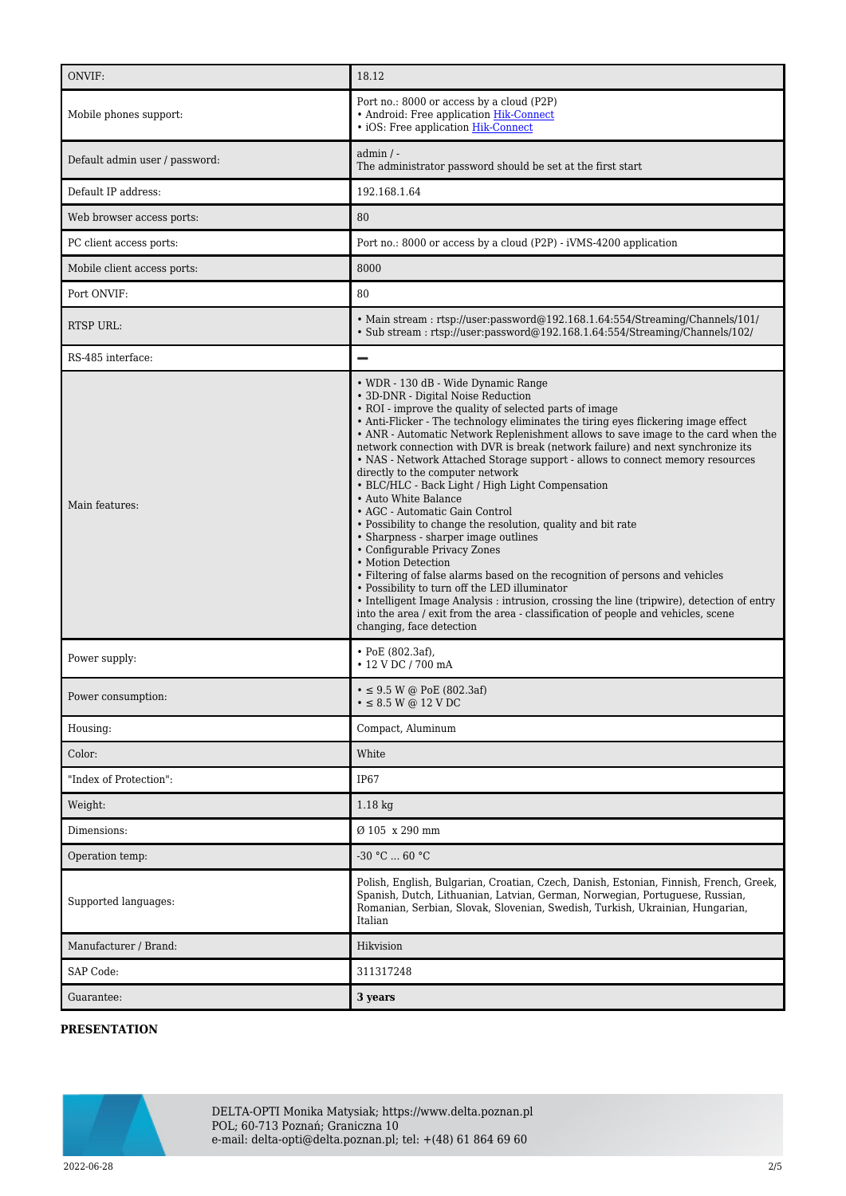| | |
|---|---|
| ONVIF: | 18.12 |
| Mobile phones support: | Port no.: 8000 or access by a cloud (P2P)<br>• Android: Free application Hik-Connect<br>• iOS: Free application Hik-Connect |
| Default admin user / password: | admin / -<br>The administrator password should be set at the first start |
| Default IP address: | 192.168.1.64 |
| Web browser access ports: | 80 |
| PC client access ports: | Port no.: 8000 or access by a cloud (P2P) - iVMS-4200 application |
| Mobile client access ports: | 8000 |
| Port ONVIF: | 80 |
| RTSP URL: | • Main stream : rtsp://user:password@192.168.1.64:554/Streaming/Channels/101/<br>• Sub stream : rtsp://user:password@192.168.1.64:554/Streaming/Channels/102/ |
| RS-485 interface: | — |
| Main features: | • WDR - 130 dB - Wide Dynamic Range<br>• 3D-DNR - Digital Noise Reduction<br>• ROI - improve the quality of selected parts of image<br>• Anti-Flicker - The technology eliminates the tiring eyes flickering image effect<br>• ANR - Automatic Network Replenishment allows to save image to the card when the network connection with DVR is break (network failure) and next synchronize its<br>• NAS - Network Attached Storage support - allows to connect memory resources directly to the computer network<br>• BLC/HLC - Back Light / High Light Compensation<br>• Auto White Balance<br>• AGC - Automatic Gain Control<br>• Possibility to change the resolution, quality and bit rate<br>• Sharpness - sharper image outlines<br>• Configurable Privacy Zones<br>• Motion Detection<br>• Filtering of false alarms based on the recognition of persons and vehicles<br>• Possibility to turn off the LED illuminator<br>• Intelligent Image Analysis : intrusion, crossing the line (tripwire), detection of entry into the area / exit from the area - classification of people and vehicles, scene changing, face detection |
| Power supply: | • PoE (802.3af),<br>• 12 V DC / 700 mA |
| Power consumption: | • ≤ 9.5 W @ PoE (802.3af)<br>• ≤ 8.5 W @ 12 V DC |
| Housing: | Compact, Aluminum |
| Color: | White |
| "Index of Protection": | IP67 |
| Weight: | 1.18 kg |
| Dimensions: | Ø 105 x 290 mm |
| Operation temp: | -30 °C ... 60 °C |
| Supported languages: | Polish, English, Bulgarian, Croatian, Czech, Danish, Estonian, Finnish, French, Greek, Spanish, Dutch, Lithuanian, Latvian, German, Norwegian, Portuguese, Russian, Romanian, Serbian, Slovak, Slovenian, Swedish, Turkish, Ukrainian, Hungarian, Italian |
| Manufacturer / Brand: | Hikvision |
| SAP Code: | 311317248 |
| Guarantee: | **3 years** |

**PRESENTATION**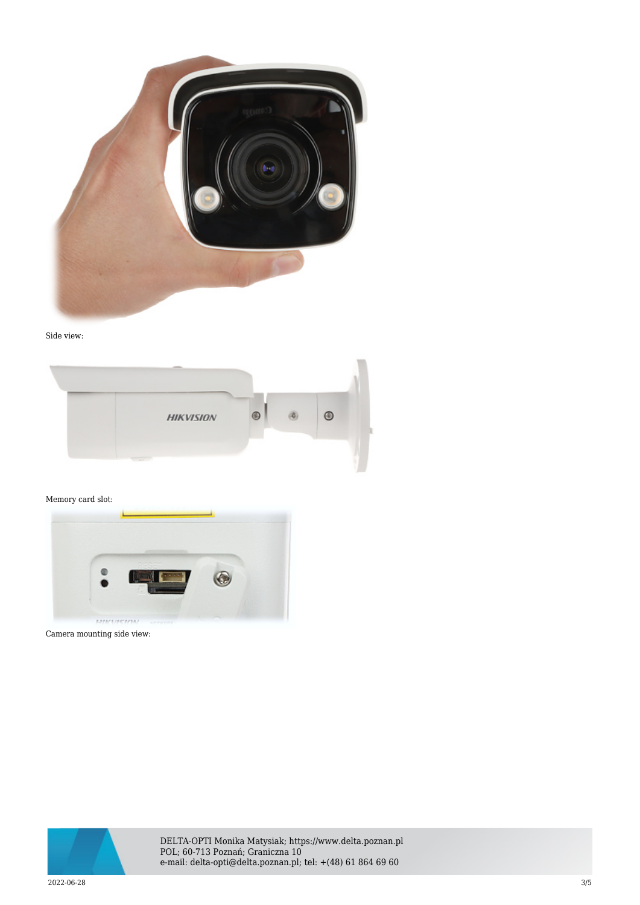Side view:

Memory card slot:

Camera mounting side view: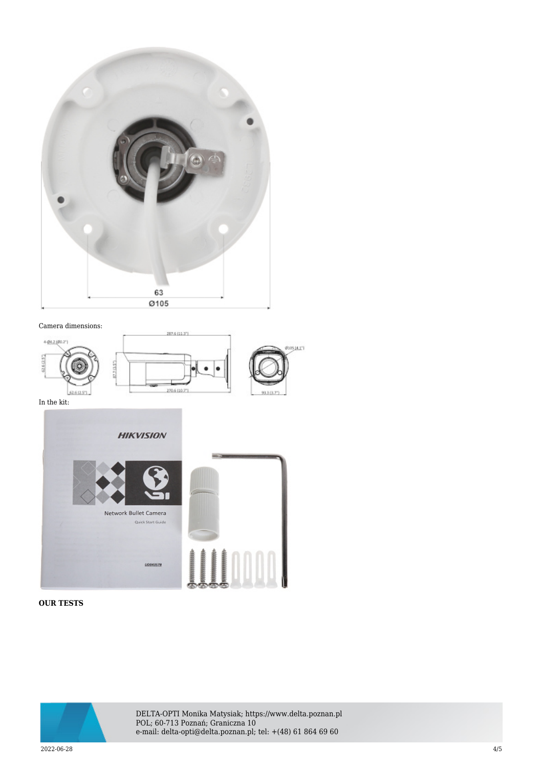Camera dimensions:

In the kit:

**OUR TESTS**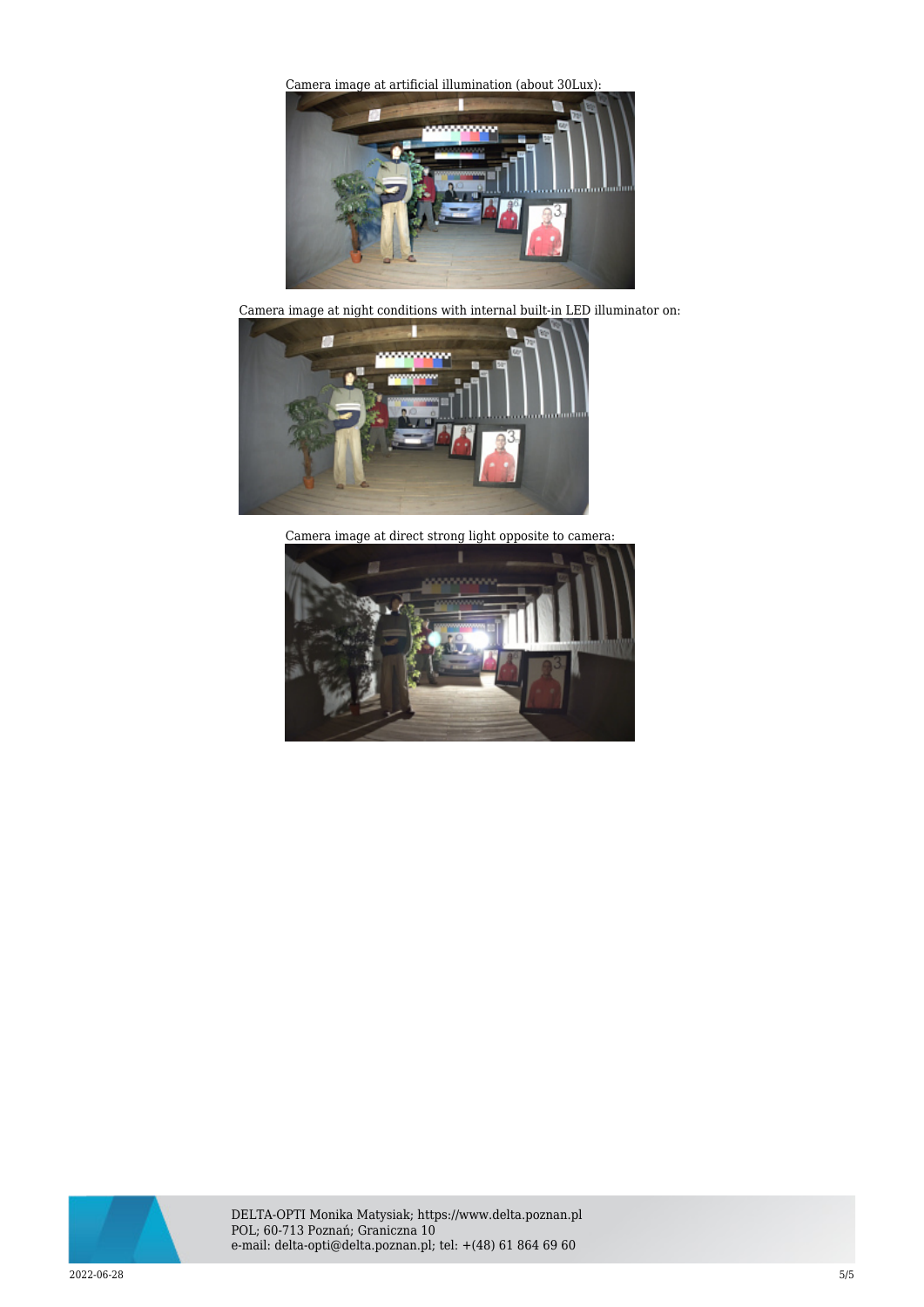Camera image at artificial illumination (about 30Lux):

Camera image at night conditions with internal built-in LED illuminator on:

Camera image at direct strong light opposite to camera: